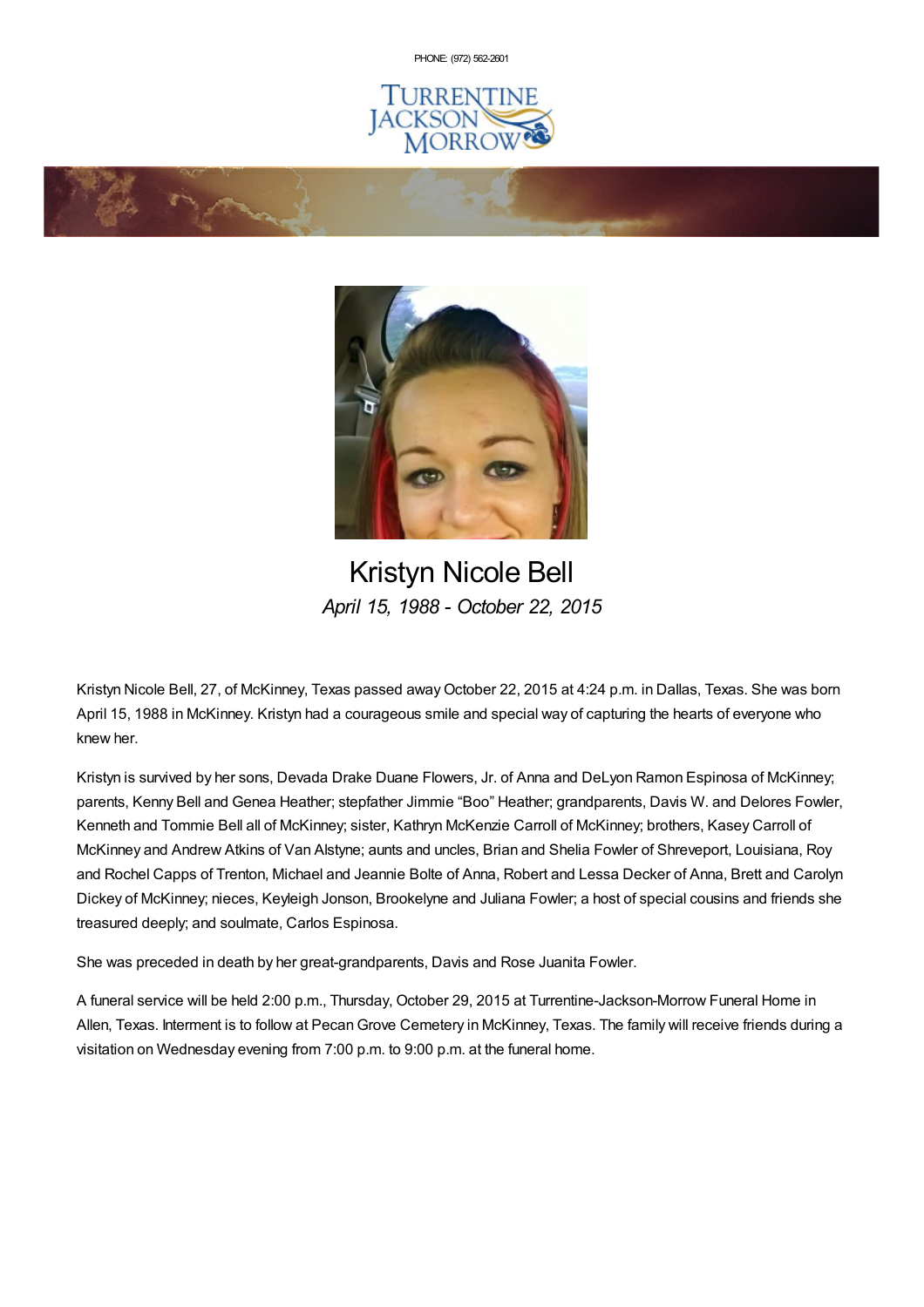PHONE: (972) 562-2601

Turrentine Jackson Morrow

# Kristyn Nicole Bell

*April 15, 1988 - October 22, 2015*

Kristyn Nicole Bell, 27, of McKinney, Texas passed away October 22, 2015 at 4:24 p.m. in Dallas, Texas. She was born April 15, 1988 in McKinney. Kristyn had a courageous smile and special way of capturing the hearts of everyone who knew her.

Kristyn is survived by her sons, Devada Drake Duane Flowers, Jr. of Anna and DeLyon Ramon Espinosa of McKinney; parents, Kenny Bell and Genea Heather; stepfather Jimmie "Boo" Heather; grandparents, Davis W. and Delores Fowler, Kenneth and Tommie Bell all of McKinney; sister, Kathryn McKenzie Carroll of McKinney; brothers, Kasey Carroll of McKinney and Andrew Atkins of Van Alstyne; aunts and uncles, Brian and Shelia Fowler of Shreveport, Louisiana, Roy and Rochel Capps of Trenton, Michael and Jeannie Bolte of Anna, Robert and Lessa Decker of Anna, Brett and Carolyn Dickey of McKinney; nieces, Keyleigh Jonson, Brookelyne and Juliana Fowler; a host of special cousins and friends she treasured deeply; and soulmate, Carlos Espinosa.

She was preceded in death by her great-grandparents, Davis and Rose Juanita Fowler.

A funeral service will be held 2:00 p.m., Thursday, October 29, 2015 at Turrentine-Jackson-Morrow Funeral Home in Allen, Texas. Interment is to follow at Pecan Grove Cemetery in McKinney, Texas. The family will receive friends during a visitation on Wednesday evening from 7:00 p.m. to 9:00 p.m. at the funeral home.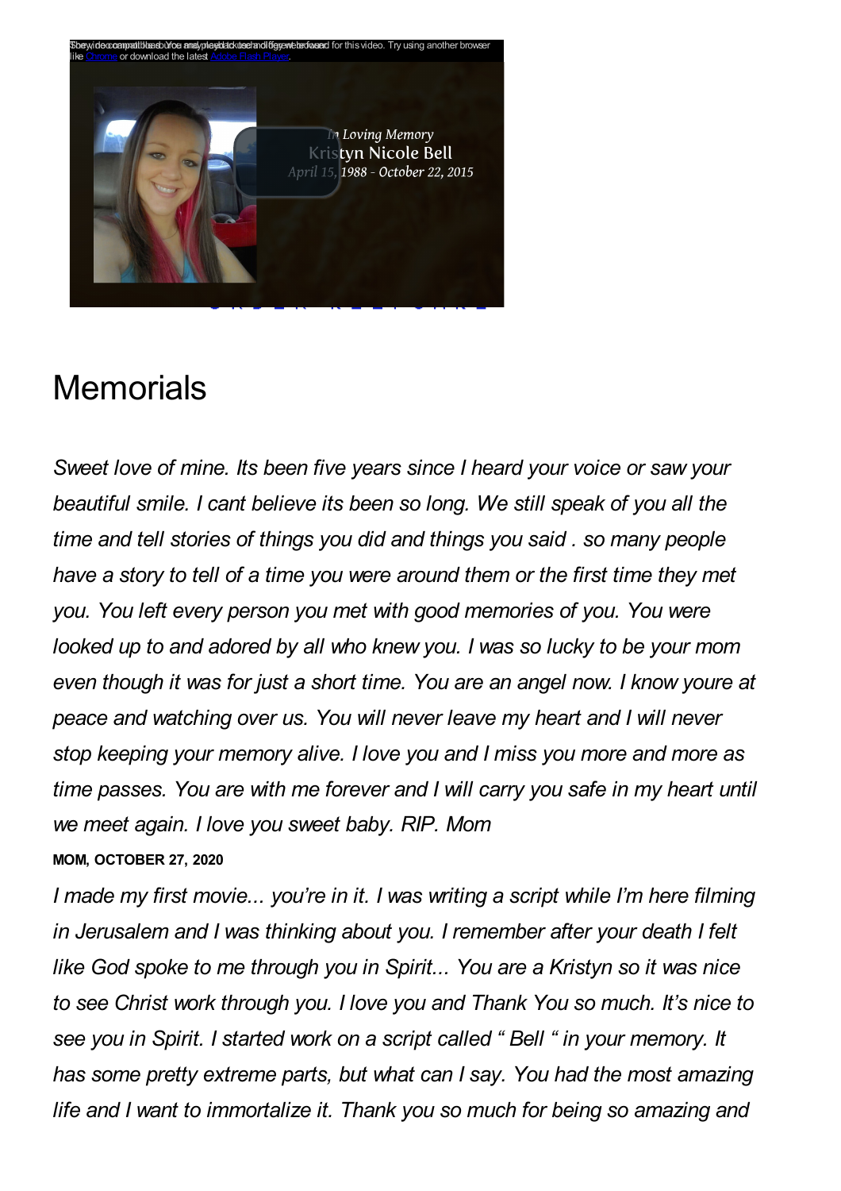In Loving Memory
Kristyn Nicole Bell
April 15, 1988 - October 22, 2015

# Memorials

*Sweet love of mine. Its been five years since I heard your voice or saw your beautiful smile. I cant believe its been so long. We still speak of you all the time and tell stories of things you did and things you said . so many people have a story to tell of a time you were around them or the first time they met you. You left every person you met with good memories of you. You were looked up to and adored by all who knew you. I was so lucky to be your mom even though it was for just a short time. You are an angel now. I know youre at peace and watching over us. You will never leave my heart and I will never stop keeping your memory alive. I love you and I miss you more and more as time passes. You are with me forever and I will carry you safe in my heart until we meet again. I love you sweet baby. RIP. Mom*

**MOM, OCTOBER 27, 2020**

*I made my first movie... you're in it. I was writing a script while I'm here filming in Jerusalem and I was thinking about you. I remember after your death I felt like God spoke to me through you in Spirit... You are a Kristyn so it was nice to see Christ work through you. I love you and Thank You so much. It's nice to see you in Spirit. I started work on a script called " Bell " in your memory. It has some pretty extreme parts, but what can I say. You had the most amazing life and I want to immortalize it. Thank you so much for being so amazing and*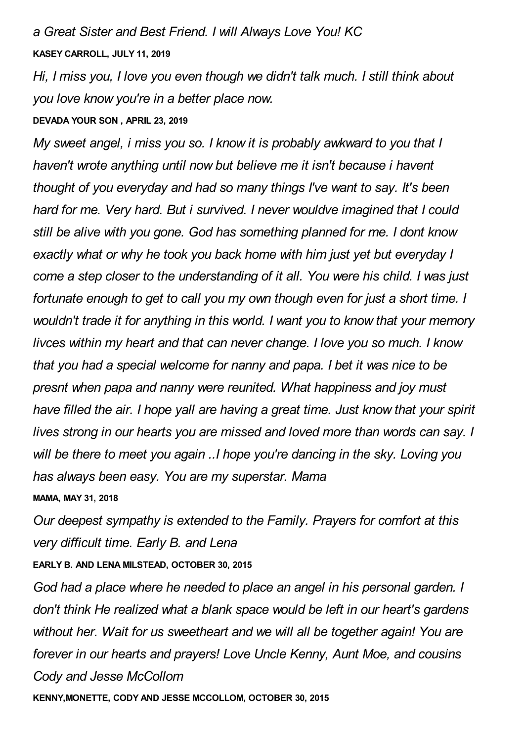*a Great Sister and Best Friend. I will Always Love You! KC*

**KASEY CARROLL, JULY 11, 2019**

*Hi, I miss you, I love you even though we didn't talk much. I still think about you love know you're in a better place now.*

**DEVADA YOUR SON , APRIL 23, 2019**

*My sweet angel, i miss you so. I know it is probably awkward to you that I haven't wrote anything until now but believe me it isn't because i havent thought of you everyday and had so many things I've want to say. It's been hard for me. Very hard. But i survived. I never wouldve imagined that I could still be alive with you gone. God has something planned for me. I dont know exactly what or why he took you back home with him just yet but everyday I come a step closer to the understanding of it all. You were his child. I was just fortunate enough to get to call you my own though even for just a short time. I wouldn't trade it for anything in this world. I want you to know that your memory livces within my heart and that can never change. I love you so much. I know that you had a special welcome for nanny and papa. I bet it was nice to be presnt when papa and nanny were reunited. What happiness and joy must have filled the air. I hope yall are having a great time. Just know that your spirit lives strong in our hearts you are missed and loved more than words can say. I will be there to meet you again ..I hope you're dancing in the sky. Loving you has always been easy. You are my superstar. Mama*

**MAMA, MAY 31, 2018**

*Our deepest sympathy is extended to the Family. Prayers for comfort at this very difficult time. Early B. and Lena*

**EARLY B. AND LENA MILSTEAD, OCTOBER 30, 2015**

*God had a place where he needed to place an angel in his personal garden. I don't think He realized what a blank space would be left in our heart's gardens without her. Wait for us sweetheart and we will all be together again! You are forever in our hearts and prayers! Love Uncle Kenny, Aunt Moe, and cousins Cody and Jesse McCollom*

**KENNY,MONETTE, CODY AND JESSE MCCOLLOM, OCTOBER 30, 2015**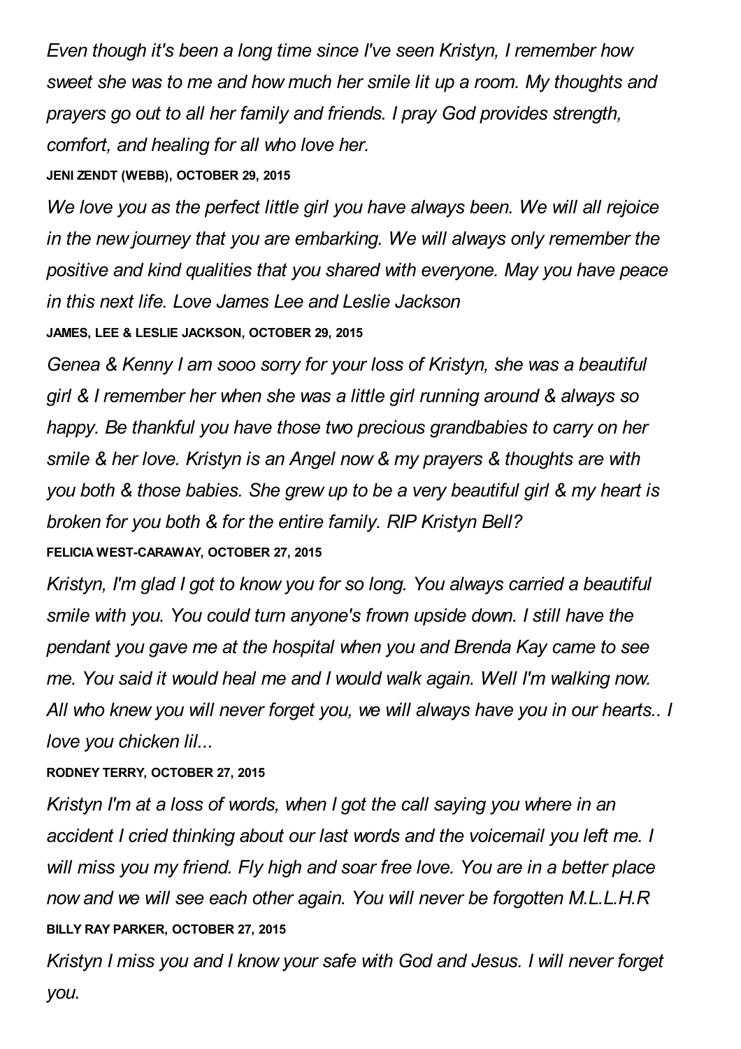*Even though it's been a long time since I've seen Kristyn, I remember how sweet she was to me and how much her smile lit up a room. My thoughts and prayers go out to all her family and friends. I pray God provides strength, comfort, and healing for all who love her.*

**JENI ZENDT (WEBB), OCTOBER 29, 2015**

*We love you as the perfect little girl you have always been. We will all rejoice in the new journey that you are embarking. We will always only remember the positive and kind qualities that you shared with everyone. May you have peace in this next life. Love James Lee and Leslie Jackson*

**JAMES, LEE & LESLIE JACKSON, OCTOBER 29, 2015**

*Genea & Kenny I am sooo sorry for your loss of Kristyn, she was a beautiful girl & I remember her when she was a little girl running around & always so happy. Be thankful you have those two precious grandbabies to carry on her smile & her love. Kristyn is an Angel now & my prayers & thoughts are with you both & those babies. She grew up to be a very beautiful girl & my heart is broken for you both & for the entire family. RIP Kristyn Bell?*

**FELICIA WEST-CARAWAY, OCTOBER 27, 2015**

*Kristyn, I'm glad I got to know you for so long. You always carried a beautiful smile with you. You could turn anyone's frown upside down. I still have the pendant you gave me at the hospital when you and Brenda Kay came to see me. You said it would heal me and I would walk again. Well I'm walking now. All who knew you will never forget you, we will always have you in our hearts.. I love you chicken lil...*

**RODNEY TERRY, OCTOBER 27, 2015**

*Kristyn I'm at a loss of words, when I got the call saying you where in an accident I cried thinking about our last words and the voicemail you left me. I will miss you my friend. Fly high and soar free love. You are in a better place now and we will see each other again. You will never be forgotten M.L.L.H.R*

**BILLY RAY PARKER, OCTOBER 27, 2015**

*Kristyn I miss you and I know your safe with God and Jesus. I will never forget you.*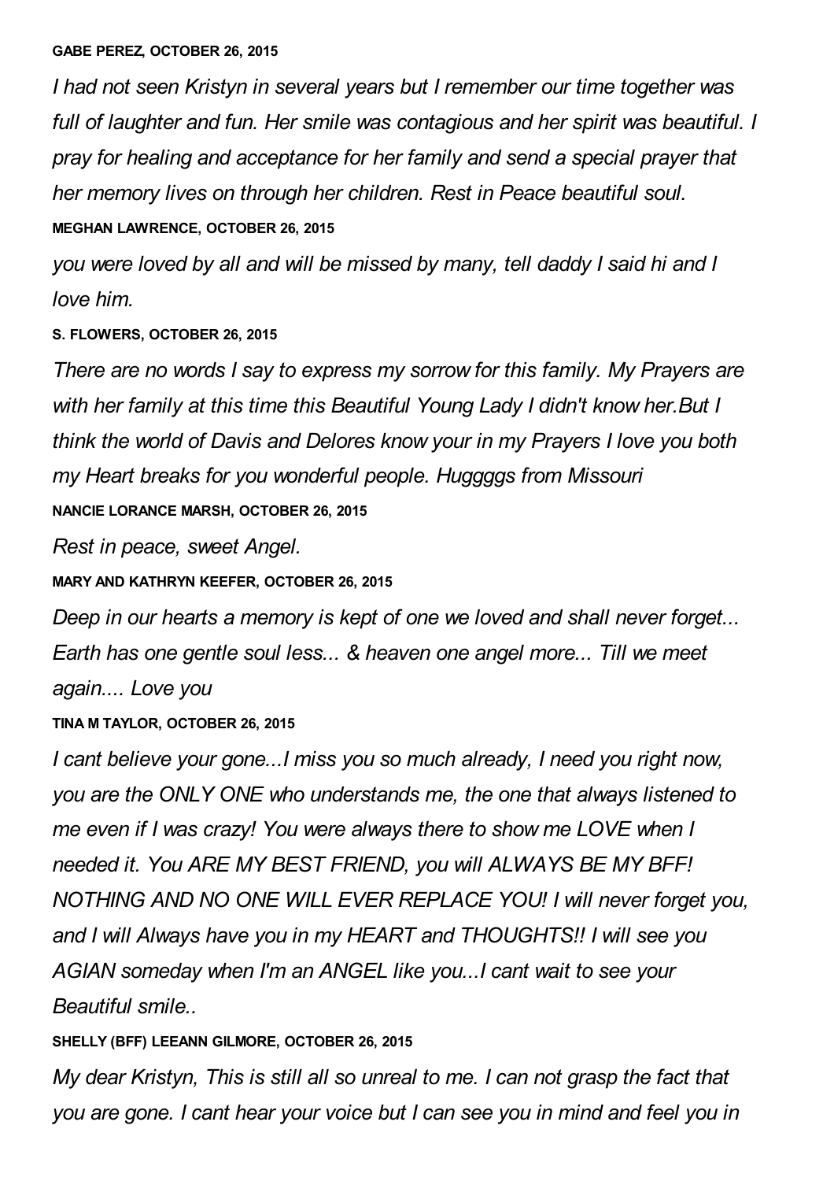**GABE PEREZ, OCTOBER 26, 2015**

*I had not seen Kristyn in several years but I remember our time together was full of laughter and fun. Her smile was contagious and her spirit was beautiful. I pray for healing and acceptance for her family and send a special prayer that her memory lives on through her children. Rest in Peace beautiful soul.*

**MEGHAN LAWRENCE, OCTOBER 26, 2015**

*you were loved by all and will be missed by many, tell daddy I said hi and I love him.*

**S. FLOWERS, OCTOBER 26, 2015**

*There are no words I say to express my sorrow for this family. My Prayers are with her family at this time this Beautiful Young Lady I didn't know her.But I think the world of Davis and Delores know your in my Prayers I love you both my Heart breaks for you wonderful people. Huggggs from Missouri*

**NANCIE LORANCE MARSH, OCTOBER 26, 2015**

*Rest in peace, sweet Angel.*

**MARY AND KATHRYN KEEFER, OCTOBER 26, 2015**

*Deep in our hearts a memory is kept of one we loved and shall never forget... Earth has one gentle soul less... & heaven one angel more... Till we meet again.... Love you*

**TINA M TAYLOR, OCTOBER 26, 2015**

*I cant believe your gone...I miss you so much already, I need you right now, you are the ONLY ONE who understands me, the one that always listened to me even if I was crazy! You were always there to show me LOVE when I needed it. You ARE MY BEST FRIEND, you will ALWAYS BE MY BFF! NOTHING AND NO ONE WILL EVER REPLACE YOU! I will never forget you, and I will Always have you in my HEART and THOUGHTS!! I will see you AGIAN someday when I'm an ANGEL like you...I cant wait to see your Beautiful smile..*

**SHELLY (BFF) LEEANN GILMORE, OCTOBER 26, 2015**

*My dear Kristyn, This is still all so unreal to me. I can not grasp the fact that you are gone. I cant hear your voice but I can see you in mind and feel you in*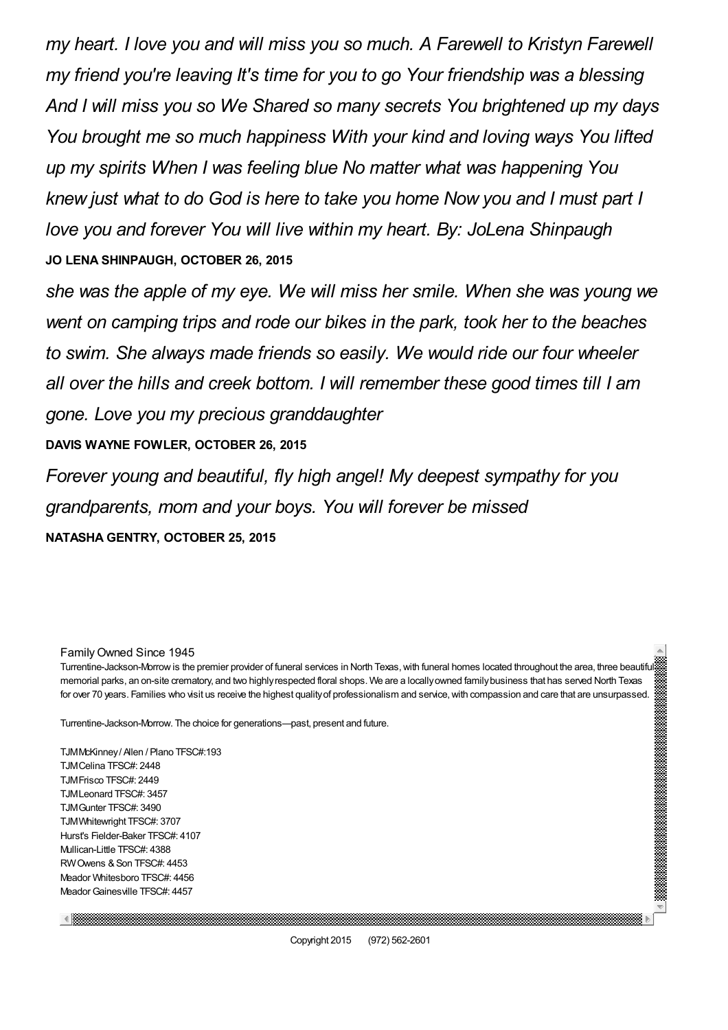*my heart. I love you and will miss you so much. A Farewell to Kristyn Farewell my friend you're leaving It's time for you to go Your friendship was a blessing And I will miss you so We Shared so many secrets You brightened up my days You brought me so much happiness With your kind and loving ways You lifted up my spirits When I was feeling blue No matter what was happening You knew just what to do God is here to take you home Now you and I must part I love you and forever You will live within my heart. By: JoLena Shinpaugh*

**JO LENA SHINPAUGH, OCTOBER 26, 2015**

*she was the apple of my eye. We will miss her smile. When she was young we went on camping trips and rode our bikes in the park, took her to the beaches to swim. She always made friends so easily. We would ride our four wheeler all over the hills and creek bottom. I will remember these good times till I am gone. Love you my precious granddaughter*

**DAVIS WAYNE FOWLER, OCTOBER 26, 2015**

*Forever young and beautiful, fly high angel! My deepest sympathy for you grandparents, mom and your boys. You will forever be missed*

**NATASHA GENTRY, OCTOBER 25, 2015**

Family Owned Since 1945

Turrentine-Jackson-Morrow is the premier provider of funeral services in North Texas, with funeral homes located throughout the area, three beautiful memorial parks, an on-site crematory, and two highly respected floral shops. We are a locally owned family business that has served North Texas for over 70 years. Families who visit us receive the highest quality of professionalism and service, with compassion and care that are unsurpassed.

Turrentine-Jackson-Morrow. The choice for generations—past, present and future.

TJM McKinney / Allen / Plano TFSC#:193
TJM Celina TFSC#: 2448
TJM Frisco TFSC#: 2449
TJM Leonard TFSC#: 3457
TJM Gunter TFSC#: 3490
TJM Whitewright TFSC#: 3707
Hurst's Fielder-Baker TFSC#: 4107
Mullican-Little TFSC#: 4388
RW Owens & Son TFSC#: 4453
Meador Whitesboro TFSC#: 4456
Meador Gainesville TFSC#: 4457

Copyright 2015 (972) 562-2601